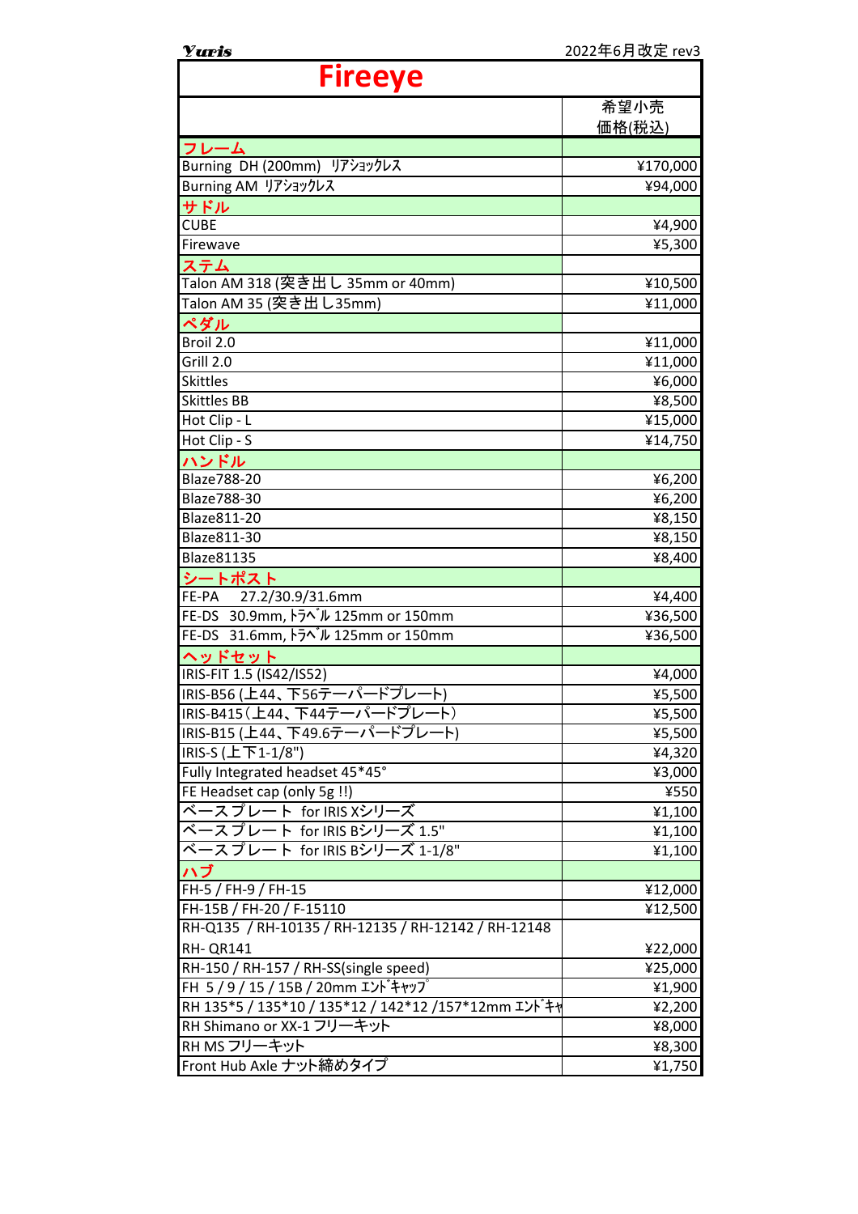Yuris　　　　　　　　　　　　　　　　　　　　　　　　2022年6月改定 rev3

# Fireeye

| | 希望小売価格(税込) |
|---|---|
| **フレーム** | |
| Burning DH (200mm) ﾘｱｼｮｯｸﾚｽ | ¥170,000 |
| Burning AM ﾘｱｼｮｯｸﾚｽ | ¥94,000 |
| **サドル** | |
| CUBE | ¥4,900 |
| Firewave | ¥5,300 |
| **ステム** | |
| Talon AM 318 (突き出し 35mm or 40mm) | ¥10,500 |
| Talon AM 35 (突き出し35mm) | ¥11,000 |
| **ペダル** | |
| Broil 2.0 | ¥11,000 |
| Grill 2.0 | ¥11,000 |
| Skittles | ¥6,000 |
| Skittles BB | ¥8,500 |
| Hot Clip - L | ¥15,000 |
| Hot Clip - S | ¥14,750 |
| **ハンドル** | |
| Blaze788-20 | ¥6,200 |
| Blaze788-30 | ¥6,200 |
| Blaze811-20 | ¥8,150 |
| Blaze811-30 | ¥8,150 |
| Blaze81135 | ¥8,400 |
| **シートポスト** | |
| FE-PA 27.2/30.9/31.6mm | ¥4,400 |
| FE-DS 30.9mm, ﾄﾗﾍﾞﾙ 125mm or 150mm | ¥36,500 |
| FE-DS 31.6mm, ﾄﾗﾍﾞﾙ 125mm or 150mm | ¥36,500 |
| **ヘッドセット** | |
| IRIS-FIT 1.5 (IS42/IS52) | ¥4,000 |
| IRIS-B56 (上44、下56テーパードプレート) | ¥5,500 |
| IRIS-B415（上44、下44テーパードプレート） | ¥5,500 |
| IRIS-B15 (上44、下49.6テーパードプレート) | ¥5,500 |
| IRIS-S (上下1-1/8") | ¥4,320 |
| Fully Integrated headset 45*45° | ¥3,000 |
| FE Headset cap (only 5g !!) | ¥550 |
| ベースプレート for IRIS Xシリーズ | ¥1,100 |
| ベースプレート for IRIS Bシリーズ 1.5" | ¥1,100 |
| ベースプレート for IRIS Bシリーズ 1-1/8" | ¥1,100 |
| **ハブ** | |
| FH-5 / FH-9 / FH-15 | ¥12,000 |
| FH-15B / FH-20 / F-15110 | ¥12,500 |
| RH-Q135 / RH-10135 / RH-12135 / RH-12142 / RH-12148 RH- QR141 | ¥22,000 |
| RH-150 / RH-157 / RH-SS(single speed) | ¥25,000 |
| FH 5 / 9 / 15 / 15B / 20mm ｴﾝﾄﾞｷｬｯﾌﾟ | ¥1,900 |
| RH 135*5 / 135*10 / 135*12 / 142*12 /157*12mm ｴﾝﾄﾞｷｬ | ¥2,200 |
| RH Shimano or XX-1 フリーキット | ¥8,000 |
| RH MS フリーキット | ¥8,300 |
| Front Hub Axle ナット締めタイプ | ¥1,750 |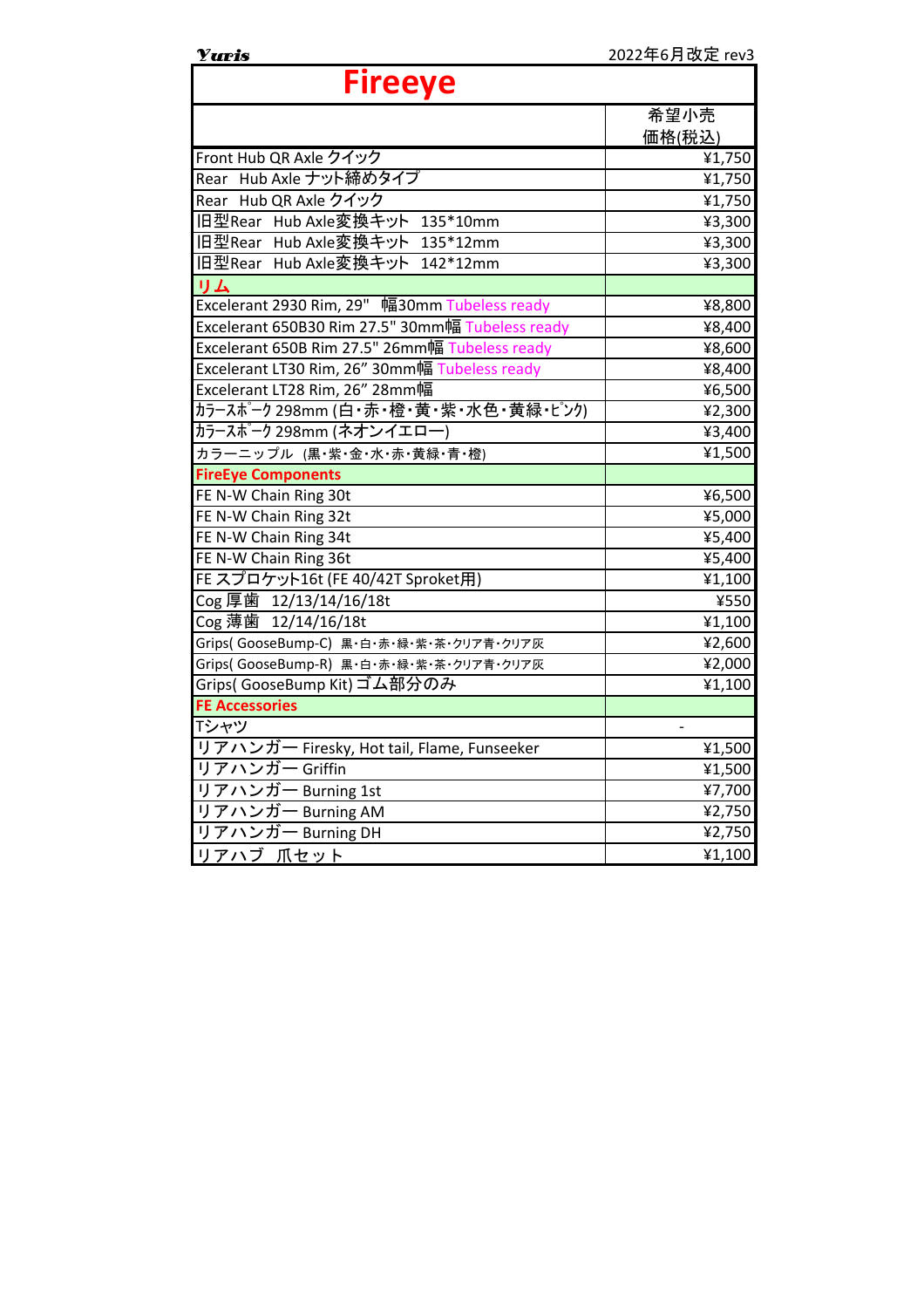Yuris

2022年6月改定 rev3

# Fireeye

| | 希望小売価格(税込) |
|---|---|
| Front Hub QR Axle クイック | ¥1,750 |
| Rear Hub Axle ナット締めタイプ | ¥1,750 |
| Rear Hub QR Axle クイック | ¥1,750 |
| 旧型Rear Hub Axle変換キット 135*10mm | ¥3,300 |
| 旧型Rear Hub Axle変換キット 135*12mm | ¥3,300 |
| 旧型Rear Hub Axle変換キット 142*12mm | ¥3,300 |
| **リム** | |
| Excelerant 2930 Rim, 29" 幅30mm Tubeless ready | ¥8,800 |
| Excelerant 650B30 Rim 27.5" 30mm幅 Tubeless ready | ¥8,400 |
| Excelerant 650B Rim 27.5" 26mm幅 Tubeless ready | ¥8,600 |
| Excelerant LT30 Rim, 26" 30mm幅 Tubeless ready | ¥8,400 |
| Excelerant LT28 Rim, 26" 28mm幅 | ¥6,500 |
| ｶﾗｰｽﾎﾟｰｸ 298mm (白・赤・橙・黄・紫・水色・黄緑・ﾋﾟﾝｸ) | ¥2,300 |
| ｶﾗｰｽﾎﾟｰｸ 298mm (ネオンイエロー) | ¥3,400 |
| カラーニップル (黒・紫・金・水・赤・黄緑・青・橙) | ¥1,500 |
| **FireEye Components** | |
| FE N-W Chain Ring 30t | ¥6,500 |
| FE N-W Chain Ring 32t | ¥5,000 |
| FE N-W Chain Ring 34t | ¥5,400 |
| FE N-W Chain Ring 36t | ¥5,400 |
| FE スプロケット16t (FE 40/42T Sproket用) | ¥1,100 |
| Cog 厚歯 12/13/14/16/18t | ¥550 |
| Cog 薄歯 12/14/16/18t | ¥1,100 |
| Grips( GooseBump-C) 黒・白・赤・緑・紫・茶・クリア青・クリア灰 | ¥2,600 |
| Grips( GooseBump-R) 黒・白・赤・緑・紫・茶・クリア青・クリア灰 | ¥2,000 |
| Grips( GooseBump Kit) ゴム部分のみ | ¥1,100 |
| **FE Accessories** | |
| Tシャツ | - |
| リアハンガー Firesky, Hot tail, Flame, Funseeker | ¥1,500 |
| リアハンガー Griffin | ¥1,500 |
| リアハンガー Burning 1st | ¥7,700 |
| リアハンガー Burning AM | ¥2,750 |
| リアハンガー Burning DH | ¥2,750 |
| リアハブ 爪セット | ¥1,100 |